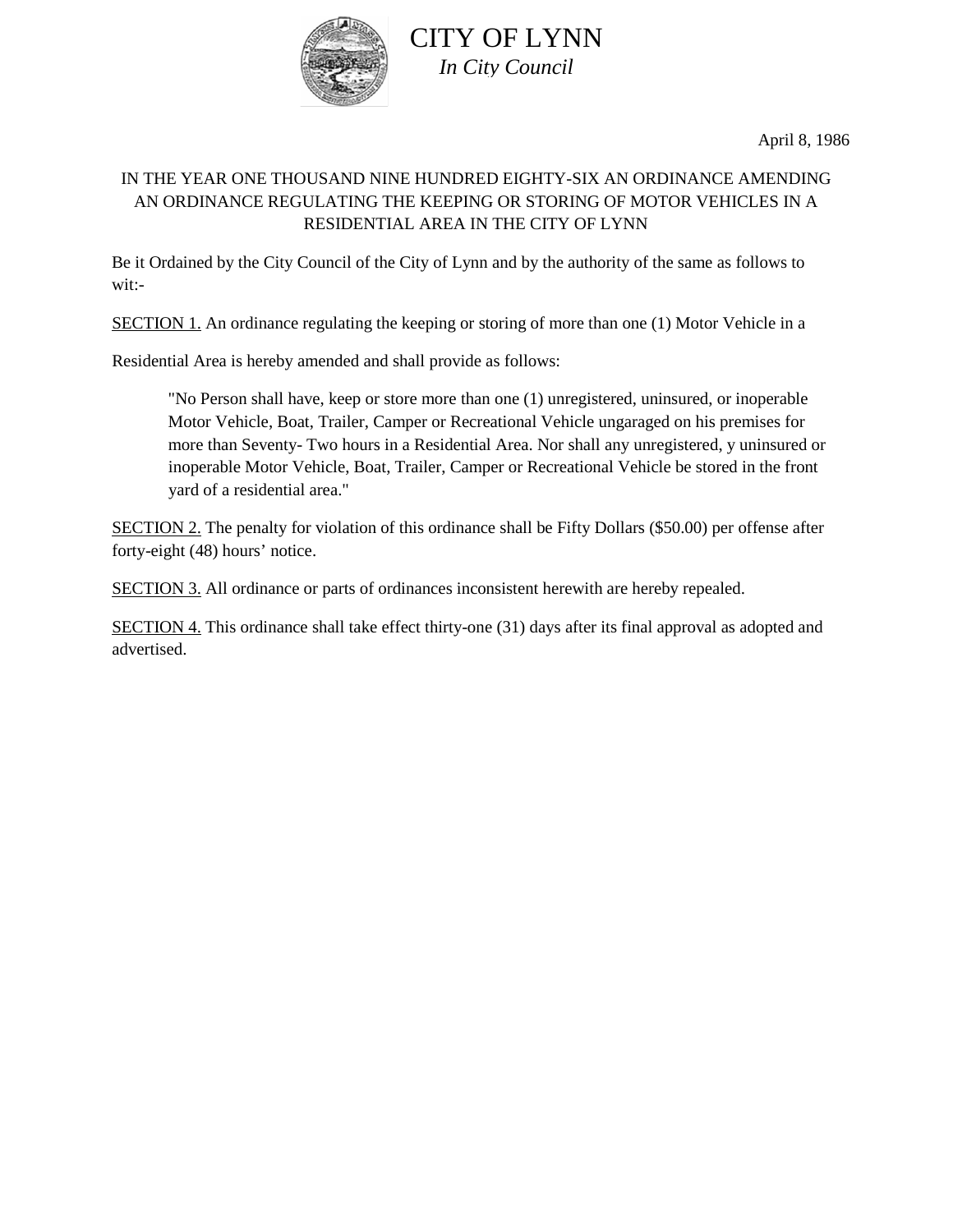# CITY OF LYNN

*In City Council*

April 8, 1986

IN THE YEAR ONE THOUSAND NINE HUNDRED EIGHTY-SIX AN ORDINANCE AMENDING AN ORDINANCE REGULATING THE KEEPING OR STORING OF MOTOR VEHICLES IN A RESIDENTIAL AREA IN THE CITY OF LYNN

Be it Ordained by the City Council of the City of Lynn and by the authority of the same as follows to wit:-

SECTION 1. An ordinance regulating the keeping or storing of more than one (1) Motor Vehicle in a

Residential Area is hereby amended and shall provide as follows:

> "No Person shall have, keep or store more than one (1) unregistered, uninsured, or inoperable Motor Vehicle, Boat, Trailer, Camper or Recreational Vehicle ungaraged on his premises for more than Seventy- Two hours in a Residential Area. Nor shall any unregistered, y uninsured or inoperable Motor Vehicle, Boat, Trailer, Camper or Recreational Vehicle be stored in the front yard of a residential area."

SECTION 2. The penalty for violation of this ordinance shall be Fifty Dollars ($50.00) per offense after forty-eight (48) hours' notice.

SECTION 3. All ordinance or parts of ordinances inconsistent herewith are hereby repealed.

SECTION 4. This ordinance shall take effect thirty-one (31) days after its final approval as adopted and advertised.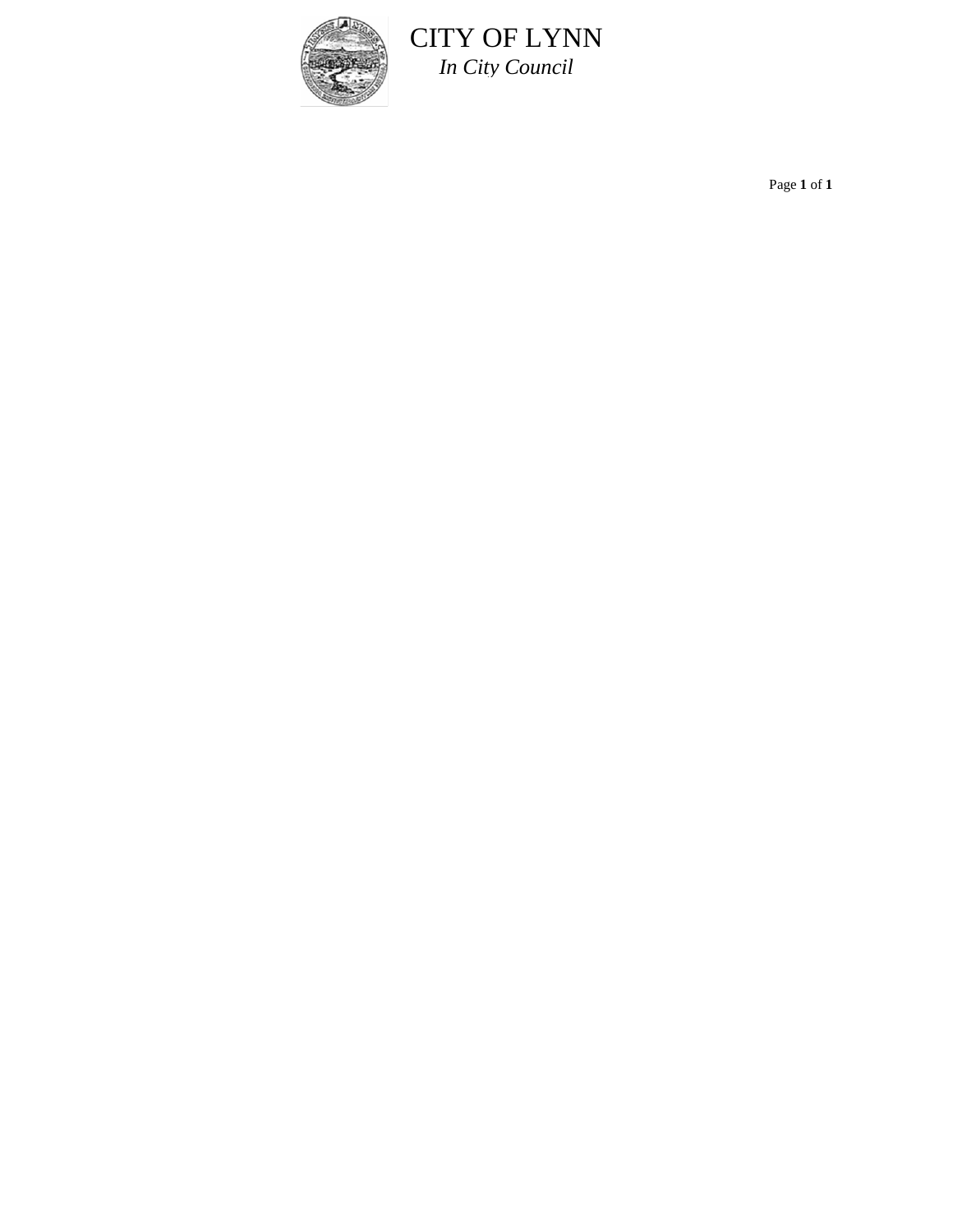CITY OF LYNN

*In City Council*